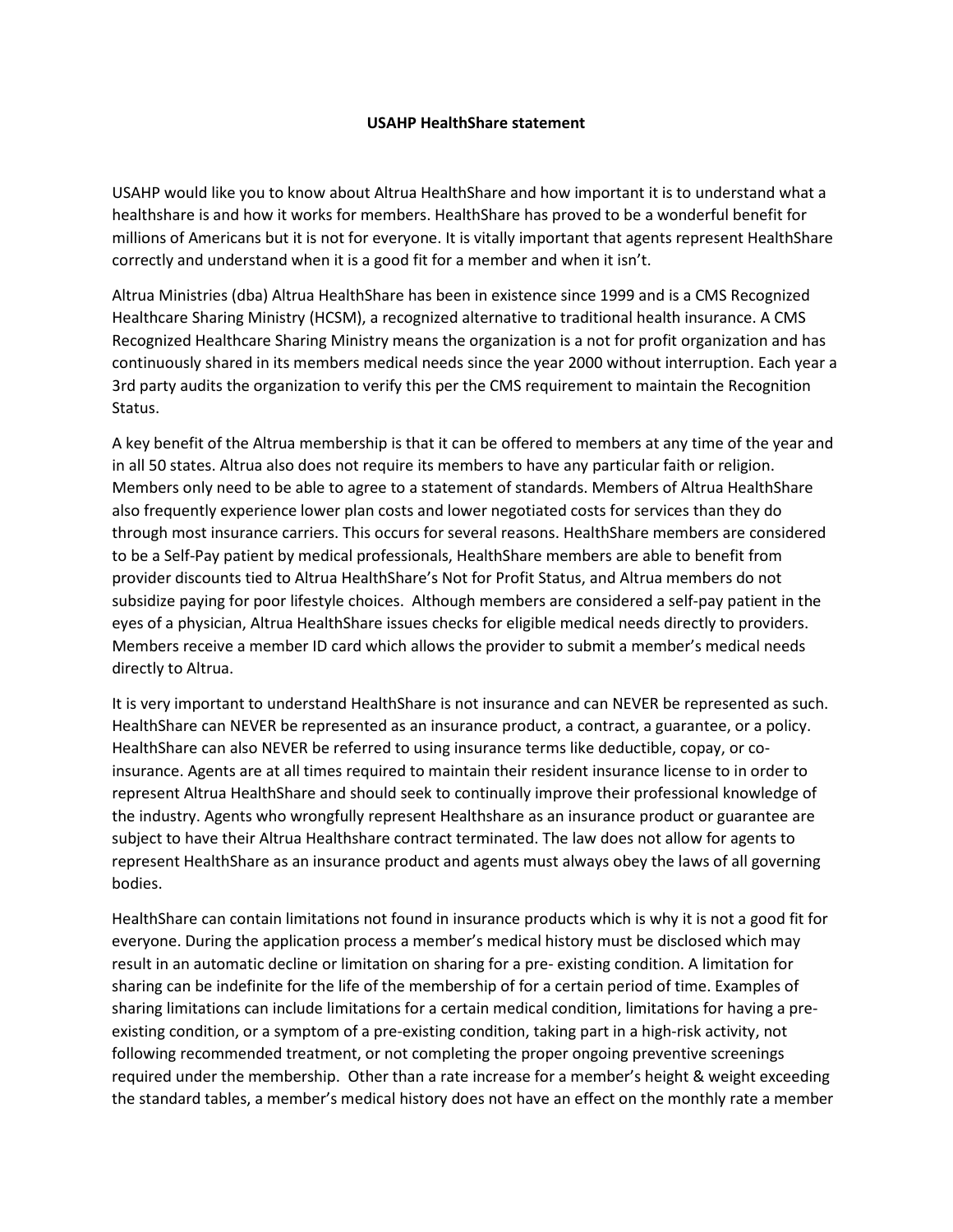**USAHP HealthShare statement**

USAHP would like you to know about Altrua HealthShare and how important it is to understand what a healthshare is and how it works for members. HealthShare has proved to be a wonderful benefit for millions of Americans but it is not for everyone. It is vitally important that agents represent HealthShare correctly and understand when it is a good fit for a member and when it isn't.

Altrua Ministries (dba) Altrua HealthShare has been in existence since 1999 and is a CMS Recognized Healthcare Sharing Ministry (HCSM), a recognized alternative to traditional health insurance. A CMS Recognized Healthcare Sharing Ministry means the organization is a not for profit organization and has continuously shared in its members medical needs since the year 2000 without interruption. Each year a 3rd party audits the organization to verify this per the CMS requirement to maintain the Recognition Status.

A key benefit of the Altrua membership is that it can be offered to members at any time of the year and in all 50 states. Altrua also does not require its members to have any particular faith or religion. Members only need to be able to agree to a statement of standards. Members of Altrua HealthShare also frequently experience lower plan costs and lower negotiated costs for services than they do through most insurance carriers. This occurs for several reasons. HealthShare members are considered to be a Self-Pay patient by medical professionals, HealthShare members are able to benefit from provider discounts tied to Altrua HealthShare's Not for Profit Status, and Altrua members do not subsidize paying for poor lifestyle choices. Although members are considered a self-pay patient in the eyes of a physician, Altrua HealthShare issues checks for eligible medical needs directly to providers. Members receive a member ID card which allows the provider to submit a member's medical needs directly to Altrua.

It is very important to understand HealthShare is not insurance and can NEVER be represented as such. HealthShare can NEVER be represented as an insurance product, a contract, a guarantee, or a policy. HealthShare can also NEVER be referred to using insurance terms like deductible, copay, or co-insurance. Agents are at all times required to maintain their resident insurance license to in order to represent Altrua HealthShare and should seek to continually improve their professional knowledge of the industry. Agents who wrongfully represent Healthshare as an insurance product or guarantee are subject to have their Altrua Healthshare contract terminated. The law does not allow for agents to represent HealthShare as an insurance product and agents must always obey the laws of all governing bodies.

HealthShare can contain limitations not found in insurance products which is why it is not a good fit for everyone. During the application process a member's medical history must be disclosed which may result in an automatic decline or limitation on sharing for a pre- existing condition. A limitation for sharing can be indefinite for the life of the membership of for a certain period of time. Examples of sharing limitations can include limitations for a certain medical condition, limitations for having a pre-existing condition, or a symptom of a pre-existing condition, taking part in a high-risk activity, not following recommended treatment, or not completing the proper ongoing preventive screenings required under the membership. Other than a rate increase for a member's height & weight exceeding the standard tables, a member's medical history does not have an effect on the monthly rate a member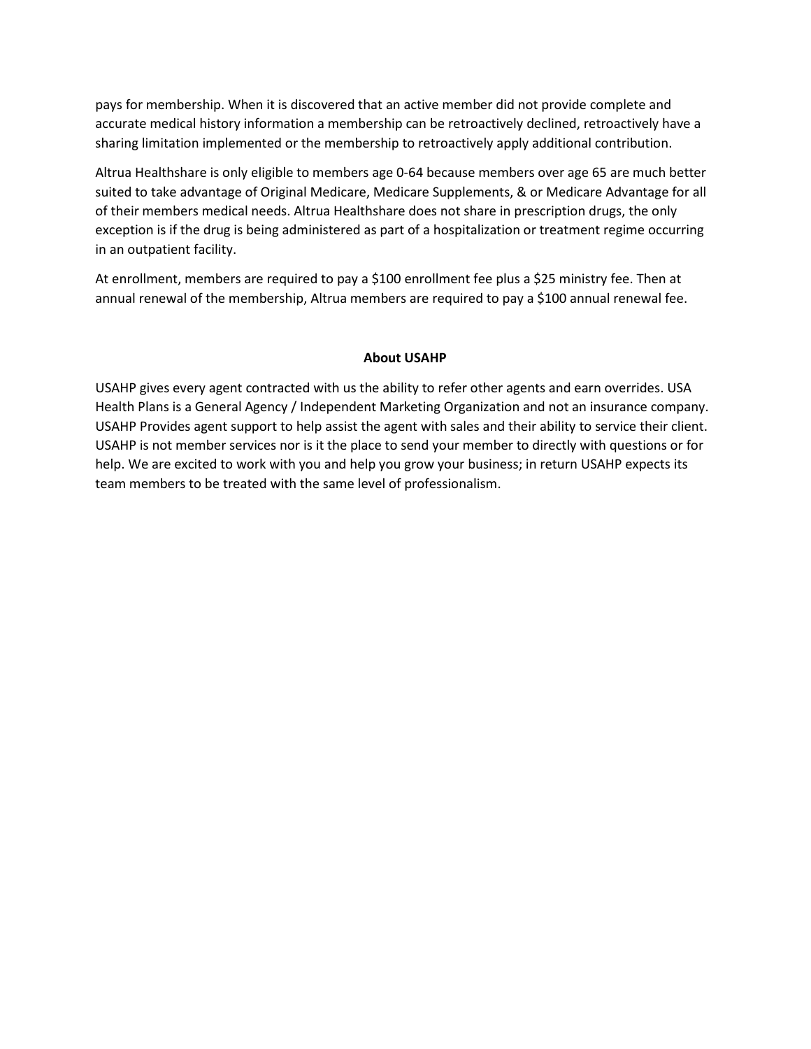pays for membership. When it is discovered that an active member did not provide complete and accurate medical history information a membership can be retroactively declined, retroactively have a sharing limitation implemented or the membership to retroactively apply additional contribution.

Altrua Healthshare is only eligible to members age 0-64 because members over age 65 are much better suited to take advantage of Original Medicare, Medicare Supplements, & or Medicare Advantage for all of their members medical needs. Altrua Healthshare does not share in prescription drugs, the only exception is if the drug is being administered as part of a hospitalization or treatment regime occurring in an outpatient facility.

At enrollment, members are required to pay a $100 enrollment fee plus a $25 ministry fee. Then at annual renewal of the membership, Altrua members are required to pay a $100 annual renewal fee.

**About USAHP**

USAHP gives every agent contracted with us the ability to refer other agents and earn overrides. USA Health Plans is a General Agency / Independent Marketing Organization and not an insurance company. USAHP Provides agent support to help assist the agent with sales and their ability to service their client. USAHP is not member services nor is it the place to send your member to directly with questions or for help. We are excited to work with you and help you grow your business; in return USAHP expects its team members to be treated with the same level of professionalism.